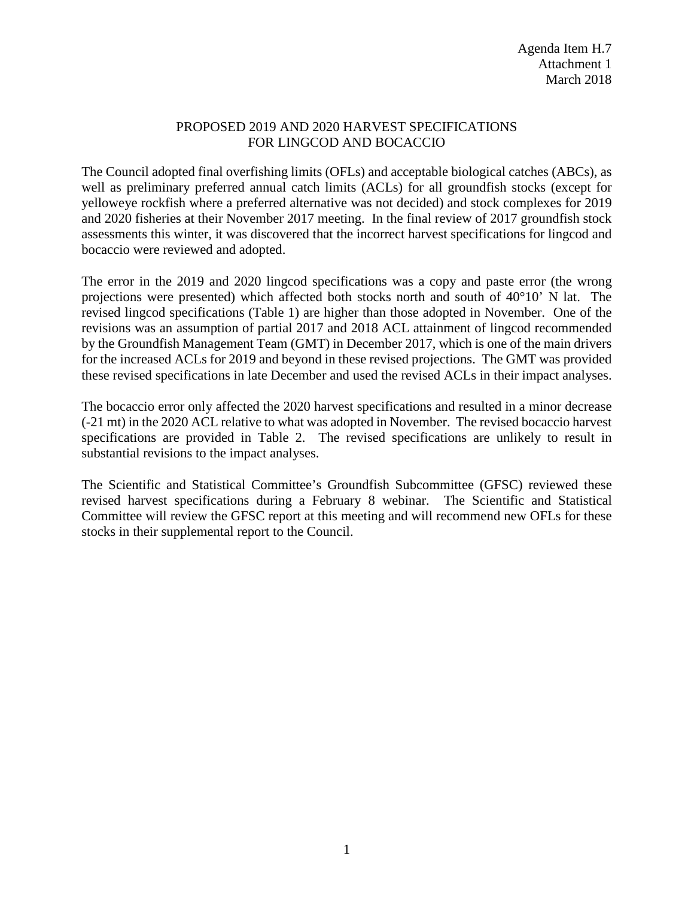Agenda Item H.7
Attachment 1
March 2018

# PROPOSED 2019 AND 2020 HARVEST SPECIFICATIONS FOR LINGCOD AND BOCACCIO

The Council adopted final overfishing limits (OFLs) and acceptable biological catches (ABCs), as well as preliminary preferred annual catch limits (ACLs) for all groundfish stocks (except for yelloweye rockfish where a preferred alternative was not decided) and stock complexes for 2019 and 2020 fisheries at their November 2017 meeting. In the final review of 2017 groundfish stock assessments this winter, it was discovered that the incorrect harvest specifications for lingcod and bocaccio were reviewed and adopted.

The error in the 2019 and 2020 lingcod specifications was a copy and paste error (the wrong projections were presented) which affected both stocks north and south of 40°10' N lat. The revised lingcod specifications (Table 1) are higher than those adopted in November. One of the revisions was an assumption of partial 2017 and 2018 ACL attainment of lingcod recommended by the Groundfish Management Team (GMT) in December 2017, which is one of the main drivers for the increased ACLs for 2019 and beyond in these revised projections. The GMT was provided these revised specifications in late December and used the revised ACLs in their impact analyses.

The bocaccio error only affected the 2020 harvest specifications and resulted in a minor decrease (-21 mt) in the 2020 ACL relative to what was adopted in November. The revised bocaccio harvest specifications are provided in Table 2. The revised specifications are unlikely to result in substantial revisions to the impact analyses.

The Scientific and Statistical Committee's Groundfish Subcommittee (GFSC) reviewed these revised harvest specifications during a February 8 webinar. The Scientific and Statistical Committee will review the GFSC report at this meeting and will recommend new OFLs for these stocks in their supplemental report to the Council.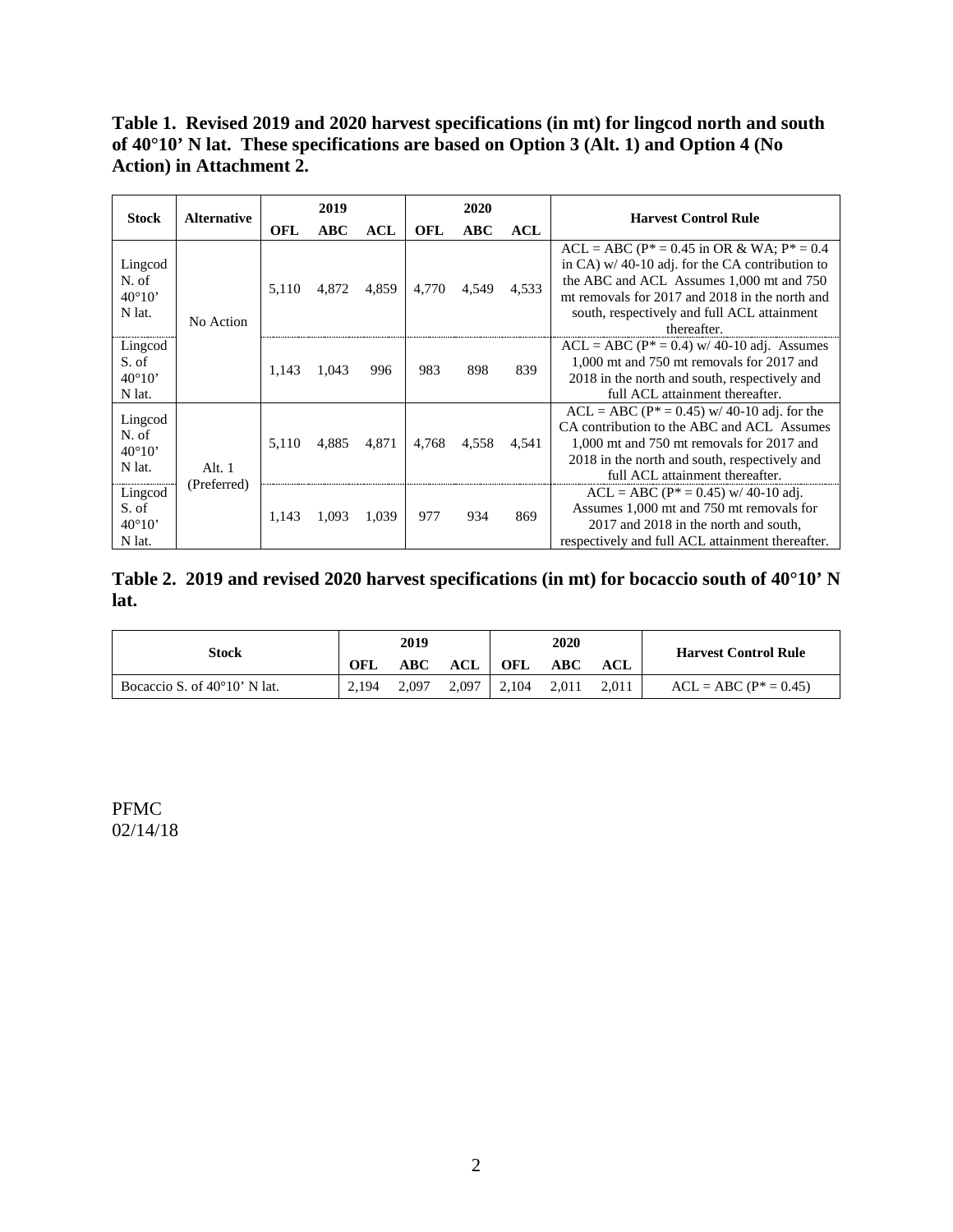**Table 1. Revised 2019 and 2020 harvest specifications (in mt) for lingcod north and south of 40°10' N lat. These specifications are based on Option 3 (Alt. 1) and Option 4 (No Action) in Attachment 2.**

| Stock | Alternative | 2019 | | | 2020 | | | Harvest Control Rule |
|---|---|---|---|---|---|---|---|---|
| | | OFL | ABC | ACL | OFL | ABC | ACL | |
| Lingcod N. of 40°10' N lat. | No Action | 5,110 | 4,872 | 4,859 | 4,770 | 4,549 | 4,533 | ACL = ABC (P* = 0.45 in OR & WA; P* = 0.4 in CA) w/ 40-10 adj. for the CA contribution to the ABC and ACL Assumes 1,000 mt and 750 mt removals for 2017 and 2018 in the north and south, respectively and full ACL attainment thereafter. |
| Lingcod S. of 40°10' N lat. | | 1,143 | 1,043 | 996 | 983 | 898 | 839 | ACL = ABC (P* = 0.4) w/ 40-10 adj. Assumes 1,000 mt and 750 mt removals for 2017 and 2018 in the north and south, respectively and full ACL attainment thereafter. |
| Lingcod N. of 40°10' N lat. | Alt. 1 (Preferred) | 5,110 | 4,885 | 4,871 | 4,768 | 4,558 | 4,541 | ACL = ABC (P* = 0.45) w/ 40-10 adj. for the CA contribution to the ABC and ACL Assumes 1,000 mt and 750 mt removals for 2017 and 2018 in the north and south, respectively and full ACL attainment thereafter. |
| Lingcod S. of 40°10' N lat. | | 1,143 | 1,093 | 1,039 | 977 | 934 | 869 | ACL = ABC (P* = 0.45) w/ 40-10 adj. Assumes 1,000 mt and 750 mt removals for 2017 and 2018 in the north and south, respectively and full ACL attainment thereafter. |

**Table 2. 2019 and revised 2020 harvest specifications (in mt) for bocaccio south of 40°10' N lat.**

| Stock | 2019 | | | 2020 | | | Harvest Control Rule |
|---|---|---|---|---|---|---|---|
| | OFL | ABC | ACL | OFL | ABC | ACL | |
| Bocaccio S. of 40°10' N lat. | 2,194 | 2,097 | 2,097 | 2,104 | 2,011 | 2,011 | ACL = ABC (P* = 0.45) |

PFMC
02/14/18